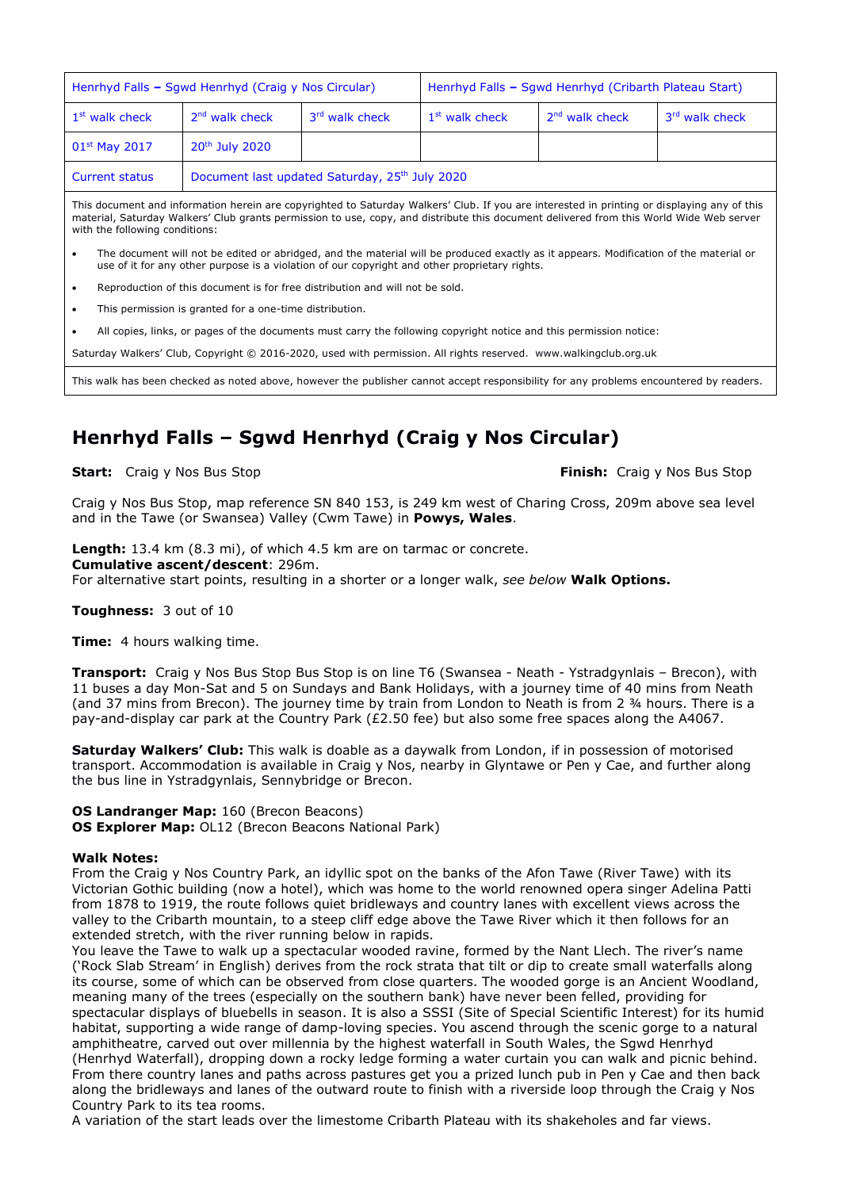| Henrhyd Falls – Sgwd Henrhyd (Craig y Nos Circular) | | | Henrhyd Falls – Sgwd Henrhyd (Cribarth Plateau Start) | | |
|---|---|---|---|---|---|
| 1st walk check | 2nd walk check | 3rd walk check | 1st walk check | 2nd walk check | 3rd walk check |
| 01st May 2017 | 20th July 2020 | | | | |
| Current status | Document last updated Saturday, 25th July 2020 | | | | |

This document and information herein are copyrighted to Saturday Walkers' Club. If you are interested in printing or displaying any of this material, Saturday Walkers' Club grants permission to use, copy, and distribute this document delivered from this World Wide Web server with the following conditions:

- The document will not be edited or abridged, and the material will be produced exactly as it appears. Modification of the material or use of it for any other purpose is a violation of our copyright and other proprietary rights.
- Reproduction of this document is for free distribution and will not be sold.
- This permission is granted for a one-time distribution.
- All copies, links, or pages of the documents must carry the following copyright notice and this permission notice:

Saturday Walkers' Club, Copyright © 2016-2020, used with permission. All rights reserved. www.walkingclub.org.uk

This walk has been checked as noted above, however the publisher cannot accept responsibility for any problems encountered by readers.

# Henrhyd Falls – Sgwd Henrhyd (Craig y Nos Circular)

**Start:** Craig y Nos Bus Stop **Finish:** Craig y Nos Bus Stop

Craig y Nos Bus Stop, map reference SN 840 153, is 249 km west of Charing Cross, 209m above sea level and in the Tawe (or Swansea) Valley (Cwm Tawe) in **Powys, Wales**.

**Length:** 13.4 km (8.3 mi), of which 4.5 km are on tarmac or concrete.
**Cumulative ascent/descent**: 296m.
For alternative start points, resulting in a shorter or a longer walk, *see below* **Walk Options.**

**Toughness:** 3 out of 10

**Time:** 4 hours walking time.

**Transport:** Craig y Nos Bus Stop Bus Stop is on line T6 (Swansea - Neath - Ystradgynlais – Brecon), with 11 buses a day Mon-Sat and 5 on Sundays and Bank Holidays, with a journey time of 40 mins from Neath (and 37 mins from Brecon). The journey time by train from London to Neath is from 2 ¾ hours. There is a pay-and-display car park at the Country Park (£2.50 fee) but also some free spaces along the A4067.

**Saturday Walkers' Club:** This walk is doable as a daywalk from London, if in possession of motorised transport. Accommodation is available in Craig y Nos, nearby in Glyntawe or Pen y Cae, and further along the bus line in Ystradgynlais, Sennybridge or Brecon.

**OS Landranger Map:** 160 (Brecon Beacons)
**OS Explorer Map:** OL12 (Brecon Beacons National Park)

**Walk Notes:**
From the Craig y Nos Country Park, an idyllic spot on the banks of the Afon Tawe (River Tawe) with its Victorian Gothic building (now a hotel), which was home to the world renowned opera singer Adelina Patti from 1878 to 1919, the route follows quiet bridleways and country lanes with excellent views across the valley to the Cribarth mountain, to a steep cliff edge above the Tawe River which it then follows for an extended stretch, with the river running below in rapids.
You leave the Tawe to walk up a spectacular wooded ravine, formed by the Nant Llech. The river's name ('Rock Slab Stream' in English) derives from the rock strata that tilt or dip to create small waterfalls along its course, some of which can be observed from close quarters. The wooded gorge is an Ancient Woodland, meaning many of the trees (especially on the southern bank) have never been felled, providing for spectacular displays of bluebells in season. It is also a SSSI (Site of Special Scientific Interest) for its humid habitat, supporting a wide range of damp-loving species. You ascend through the scenic gorge to a natural amphitheatre, carved out over millennia by the highest waterfall in South Wales, the Sgwd Henrhyd (Henrhyd Waterfall), dropping down a rocky ledge forming a water curtain you can walk and picnic behind. From there country lanes and paths across pastures get you a prized lunch pub in Pen y Cae and then back along the bridleways and lanes of the outward route to finish with a riverside loop through the Craig y Nos Country Park to its tea rooms.
A variation of the start leads over the limestone Cribarth Plateau with its shakeholes and far views.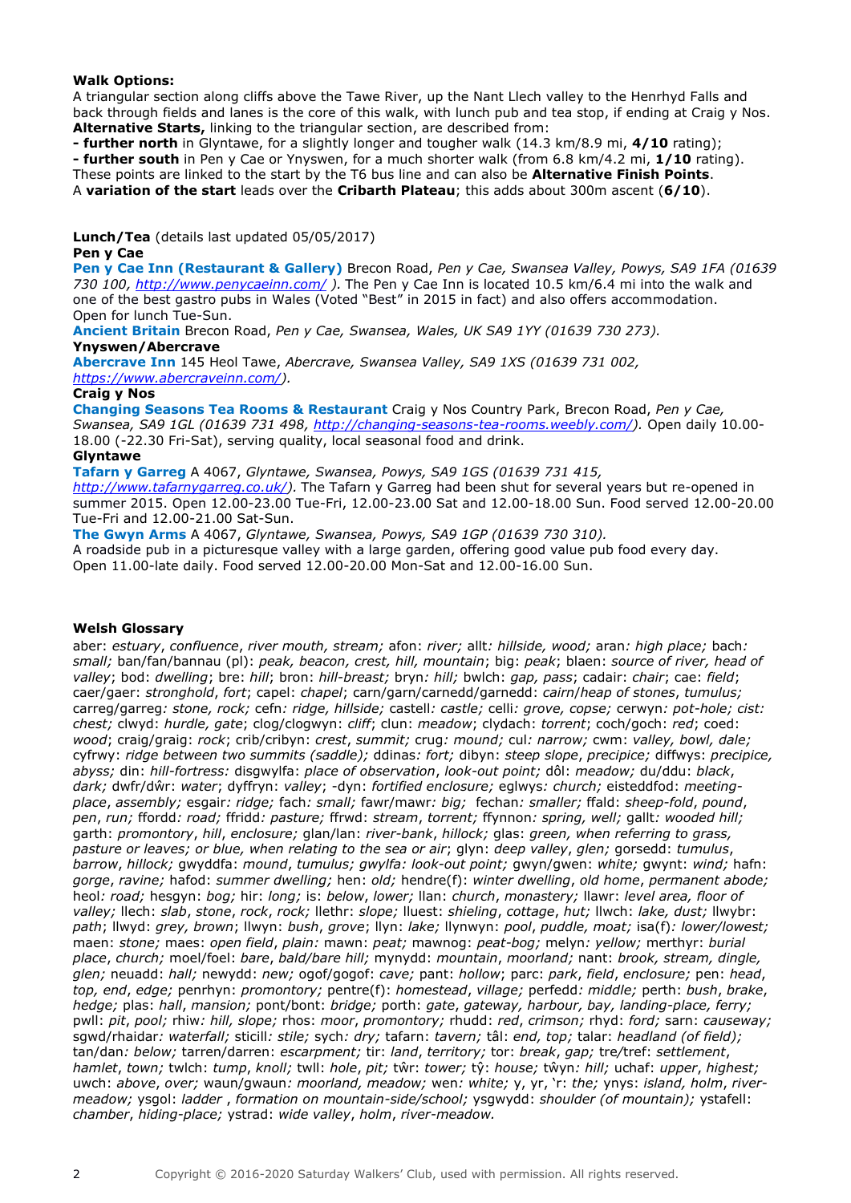**Walk Options:**

A triangular section along cliffs above the Tawe River, up the Nant Llech valley to the Henrhyd Falls and back through fields and lanes is the core of this walk, with lunch pub and tea stop, if ending at Craig y Nos.
**Alternative Starts,** linking to the triangular section, are described from:

**- further north** in Glyntawe, for a slightly longer and tougher walk (14.3 km/8.9 mi, **4/10** rating);
**- further south** in Pen y Cae or Ynyswen, for a much shorter walk (from 6.8 km/4.2 mi, **1/10** rating).
These points are linked to the start by the T6 bus line and can also be **Alternative Finish Points**.
A **variation of the start** leads over the **Cribarth Plateau**; this adds about 300m ascent (**6/10**).

**Lunch/Tea** (details last updated 05/05/2017)

**Pen y Cae**

**Pen y Cae Inn (Restaurant & Gallery)** Brecon Road, *Pen y Cae, Swansea Valley, Powys, SA9 1FA (01639 730 100, http://www.penycaeinn.com/ ).* The Pen y Cae Inn is located 10.5 km/6.4 mi into the walk and one of the best gastro pubs in Wales (Voted "Best" in 2015 in fact) and also offers accommodation. Open for lunch Tue-Sun.

**Ancient Britain** Brecon Road, *Pen y Cae, Swansea, Wales, UK SA9 1YY (01639 730 273).*

**Ynyswen/Abercrave**

**Abercrave Inn** 145 Heol Tawe, *Abercrave, Swansea Valley, SA9 1XS (01639 731 002, https://www.abercraveinn.com/).*

**Craig y Nos**

**Changing Seasons Tea Rooms & Restaurant** Craig y Nos Country Park, Brecon Road, *Pen y Cae, Swansea, SA9 1GL (01639 731 498, http://changing-seasons-tea-rooms.weebly.com/).* Open daily 10.00-18.00 (-22.30 Fri-Sat), serving quality, local seasonal food and drink.

**Glyntawe**

**Tafarn y Garreg** A 4067, *Glyntawe, Swansea, Powys, SA9 1GS (01639 731 415, http://www.tafarnygarreg.co.uk/).* The Tafarn y Garreg had been shut for several years but re-opened in summer 2015. Open 12.00-23.00 Tue-Fri, 12.00-23.00 Sat and 12.00-18.00 Sun. Food served 12.00-20.00 Tue-Fri and 12.00-21.00 Sat-Sun.

**The Gwyn Arms** A 4067, *Glyntawe, Swansea, Powys, SA9 1GP (01639 730 310).*
A roadside pub in a picturesque valley with a large garden, offering good value pub food every day. Open 11.00-late daily. Food served 12.00-20.00 Mon-Sat and 12.00-16.00 Sun.

**Welsh Glossary**

aber: *estuary*, *confluence*, *river mouth, stream;* afon: *river;* allt*: hillside, wood;* aran*: high place;* bach*: small;* ban/fan/bannau (pl): *peak, beacon, crest, hill, mountain*; big: *peak*; blaen: *source of river, head of valley*; bod: *dwelling*; bre: *hill*; bron: *hill-breast;* bryn*: hill;* bwlch: *gap, pass*; cadair: *chair*; cae: *field*; caer/gaer: *stronghold*, *fort*; capel: *chapel*; carn/garn/carnedd/garnedd: *cairn/heap of stones*, *tumulus*; carreg/garreg*: stone, rock;* cefn*: ridge, hillside;* castell*: castle;* celli*: grove, copse;* cerwyn*: pot-hole; cist: chest;* clwyd: *hurdle, gate*; clog/clogwyn: *cliff*; clun: *meadow*; clydach: *torrent*; coch/goch: *red*; coed: *wood*; craig/graig: *rock*; crib/cribyn: *crest*, *summit;* crug*: mound;* cul*: narrow;* cwm: *valley, bowl, dale;* cyfrwy: *ridge between two summits (saddle);* ddinas*: fort;* dibyn: *steep slope*, *precipice;* diffwys: *precipice, abyss;* din: *hill-fortress:* disgwylfa: *place of observation*, *look-out point;* dôl: *meadow;* du/ddu: *black*, *dark;* dwfr/dŵr: *water*; dyffryn: *valley*; -dyn: *fortified enclosure;* eglwys*: church;* eisteddfod: *meeting-place*, *assembly;* esgair*: ridge;* fach*: small;* fawr/mawr*: big;* fechan*: smaller;* ffald: *sheep-fold*, *pound*, *pen*, *run;* ffordd*: road;* ffridd*: pasture;* ffrwd: *stream*, *torrent;* ffynnon*: spring, well;* gallt*: wooded hill;* garth: *promontory*, *hill*, *enclosure;* glan/lan: *river-bank*, *hillock;* glas: *green, when referring to grass, pasture or leaves; or blue, when relating to the sea or air*; glyn: *deep valley*, *glen;* gorsedd: *tumulus*, *barrow*, *hillock;* gwyddfa: *mound*, *tumulus; gwylfa: look-out point;* gwyn/gwen: *white;* gwynt: *wind;* hafn: *gorge*, *ravine;* hafod: *summer dwelling;* hen: *old;* hendre(f): *winter dwelling*, *old home*, *permanent abode;* heol*: road;* hesgyn: *bog;* hir: *long;* is: *below*, *lower;* llan: *church*, *monastery;* llawr: *level area, floor of valley;* llech: *slab*, *stone*, *rock*, *rock;* llethr: *slope;* lluest: *shieling*, *cottage*, *hut;* llwch: *lake, dust;* llwybr: *path*; llwyd: *grey*, *brown*; llwyn: *bush*, *grove*; llyn: *lake;* llynwyn: *pool*, *puddle*, *moat;* isa(f)*: lower/lowest;* maen: *stone;* maes: *open field*, *plain:* mawn: *peat;* mawnog: *peat-bog;* melyn*: yellow;* merthyr: *burial place*, *church;* moel/foel: *bare*, *bald/bare hill;* mynydd: *mountain*, *moorland;* nant: *brook, stream, dingle, glen;* neuadd: *hall;* newydd: *new;* ogof/gogof: *cave;* pant: *hollow*; parc: *park*, *field*, *enclosure;* pen: *head*, *top, end*, *edge;* penrhyn: *promontory;* pentre(f): *homestead*, *village;* perfedd*: middle;* perth: *bush*, *brake*, *hedge;* plas: *hall*, *mansion;* pont/bont: *bridge;* porth: *gate*, *gateway*, *harbour*, *bay*, *landing-place*, *ferry;* pwll: *pit*, *pool;* rhiw*: hill, slope;* rhos: *moor*, *promontory;* rhudd: *red*, *crimson;* rhyd: *ford;* sarn: *causeway;* sgwd/rhaidar*: waterfall;* sticill*: stile;* sych*: dry;* tafarn: *tavern;* tâl: *end, top;* talar: *headland (of field);* tan/dan*: below;* tarren/darren: *escarpment;* tir: *land*, *territory;* tor: *break*, *gap;* tre/tref: *settlement*, *hamlet*, *town;* twlch: *tump*, *knoll;* twll: *hole*, *pit;* tŵr: *tower;* tŷ: *house;* twyn*: hill;* uchaf: *upper*, *highest;* uwch: *above*, *over;* waun/gwaun*: moorland, meadow;* wen*: white;* y, yr, 'r: *the;* ynys: *island*, *holm*, *river-meadow;* ysgol: *ladder* , *formation on mountain-side/school;* ysgwydd: *shoulder (of mountain);* ystafell: *chamber*, *hiding-place;* ystrad: *wide valley*, *holm*, *river-meadow.*

Copyright © 2016-2020 Saturday Walkers' Club, used with permission. All rights reserved.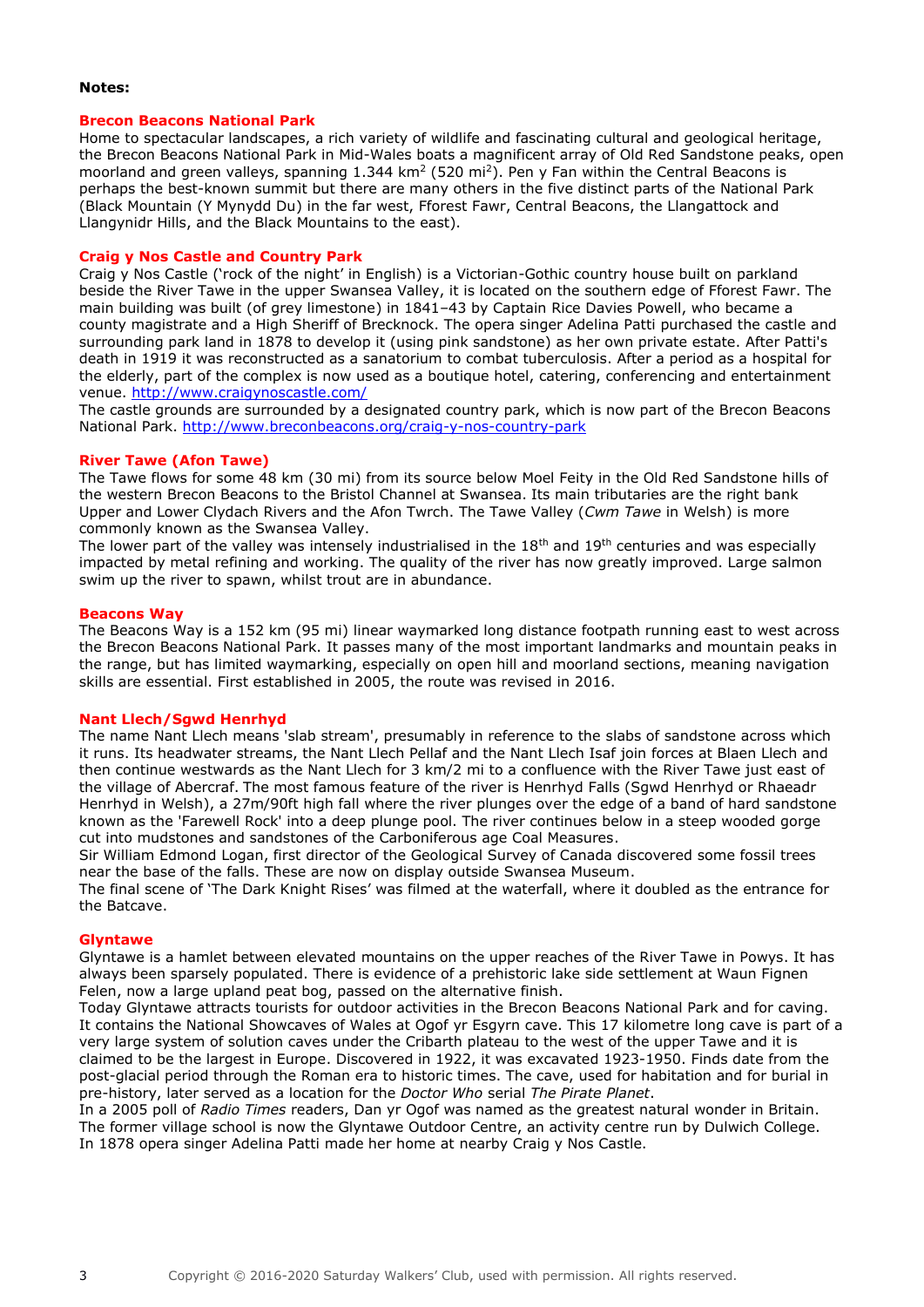**Notes:**

### Brecon Beacons National Park

Home to spectacular landscapes, a rich variety of wildlife and fascinating cultural and geological heritage, the Brecon Beacons National Park in Mid-Wales boats a magnificent array of Old Red Sandstone peaks, open moorland and green valleys, spanning 1.344 km$^2$ (520 mi$^2$). Pen y Fan within the Central Beacons is perhaps the best-known summit but there are many others in the five distinct parts of the National Park (Black Mountain (Y Mynydd Du) in the far west, Fforest Fawr, Central Beacons, the Llangattock and Llangynidr Hills, and the Black Mountains to the east).

### Craig y Nos Castle and Country Park

Craig y Nos Castle ('rock of the night' in English) is a Victorian-Gothic country house built on parkland beside the River Tawe in the upper Swansea Valley, it is located on the southern edge of Fforest Fawr. The main building was built (of grey limestone) in 1841–43 by Captain Rice Davies Powell, who became a county magistrate and a High Sheriff of Brecknock. The opera singer Adelina Patti purchased the castle and surrounding park land in 1878 to develop it (using pink sandstone) as her own private estate. After Patti's death in 1919 it was reconstructed as a sanatorium to combat tuberculosis. After a period as a hospital for the elderly, part of the complex is now used as a boutique hotel, catering, conferencing and entertainment venue. http://www.craigynoscastle.com/

The castle grounds are surrounded by a designated country park, which is now part of the Brecon Beacons National Park. http://www.breconbeacons.org/craig-y-nos-country-park

### River Tawe (Afon Tawe)

The Tawe flows for some 48 km (30 mi) from its source below Moel Feity in the Old Red Sandstone hills of the western Brecon Beacons to the Bristol Channel at Swansea. Its main tributaries are the right bank Upper and Lower Clydach Rivers and the Afon Twrch. The Tawe Valley (*Cwm Tawe* in Welsh) is more commonly known as the Swansea Valley.

The lower part of the valley was intensely industrialised in the 18$^{th}$ and 19$^{th}$ centuries and was especially impacted by metal refining and working. The quality of the river has now greatly improved. Large salmon swim up the river to spawn, whilst trout are in abundance.

### Beacons Way

The Beacons Way is a 152 km (95 mi) linear waymarked long distance footpath running east to west across the Brecon Beacons National Park. It passes many of the most important landmarks and mountain peaks in the range, but has limited waymarking, especially on open hill and moorland sections, meaning navigation skills are essential. First established in 2005, the route was revised in 2016.

### Nant Llech/Sgwd Henrhyd

The name Nant Llech means 'slab stream', presumably in reference to the slabs of sandstone across which it runs. Its headwater streams, the Nant Llech Pellaf and the Nant Llech Isaf join forces at Blaen Llech and then continue westwards as the Nant Llech for 3 km/2 mi to a confluence with the River Tawe just east of the village of Abercraf. The most famous feature of the river is Henrhyd Falls (Sgwd Henrhyd or Rhaeadr Henrhyd in Welsh), a 27m/90ft high fall where the river plunges over the edge of a band of hard sandstone known as the 'Farewell Rock' into a deep plunge pool. The river continues below in a steep wooded gorge cut into mudstones and sandstones of the Carboniferous age Coal Measures.

Sir William Edmond Logan, first director of the Geological Survey of Canada discovered some fossil trees near the base of the falls. These are now on display outside Swansea Museum.

The final scene of 'The Dark Knight Rises' was filmed at the waterfall, where it doubled as the entrance for the Batcave.

### Glyntawe

Glyntawe is a hamlet between elevated mountains on the upper reaches of the River Tawe in Powys. It has always been sparsely populated. There is evidence of a prehistoric lake side settlement at Waun Fignen Felen, now a large upland peat bog, passed on the alternative finish.

Today Glyntawe attracts tourists for outdoor activities in the Brecon Beacons National Park and for caving. It contains the National Showcaves of Wales at Ogof yr Esgyrn cave. This 17 kilometre long cave is part of a very large system of solution caves under the Cribarth plateau to the west of the upper Tawe and it is claimed to be the largest in Europe. Discovered in 1922, it was excavated 1923-1950. Finds date from the post-glacial period through the Roman era to historic times. The cave, used for habitation and for burial in pre-history, later served as a location for the *Doctor Who* serial *The Pirate Planet*.

In a 2005 poll of *Radio Times* readers, Dan yr Ogof was named as the greatest natural wonder in Britain. The former village school is now the Glyntawe Outdoor Centre, an activity centre run by Dulwich College. In 1878 opera singer Adelina Patti made her home at nearby Craig y Nos Castle.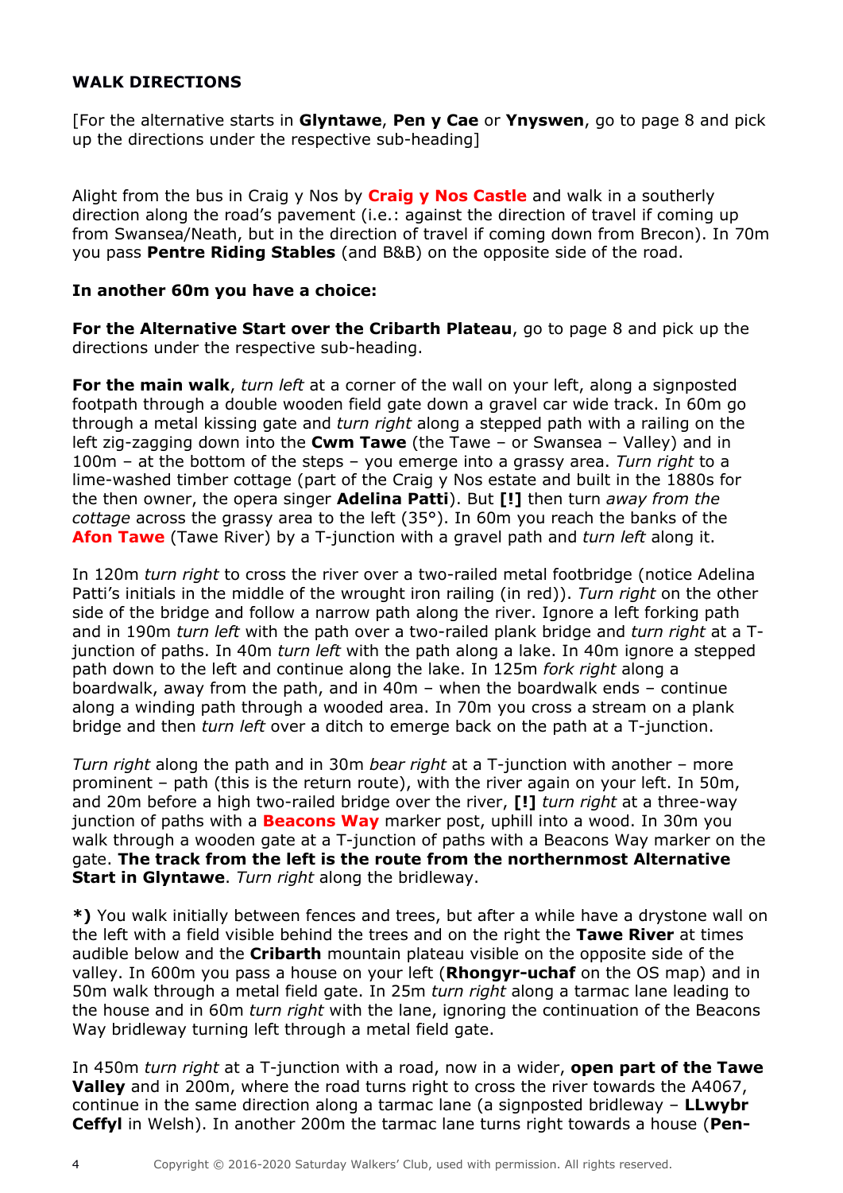**WALK DIRECTIONS**

[For the alternative starts in **Glyntawe**, **Pen y Cae** or **Ynyswen**, go to page 8 and pick up the directions under the respective sub-heading]

Alight from the bus in Craig y Nos by **Craig y Nos Castle** and walk in a southerly direction along the road's pavement (i.e.: against the direction of travel if coming up from Swansea/Neath, but in the direction of travel if coming down from Brecon). In 70m you pass **Pentre Riding Stables** (and B&B) on the opposite side of the road.

**In another 60m you have a choice:**

**For the Alternative Start over the Cribarth Plateau**, go to page 8 and pick up the directions under the respective sub-heading.

**For the main walk**, *turn left* at a corner of the wall on your left, along a signposted footpath through a double wooden field gate down a gravel car wide track. In 60m go through a metal kissing gate and *turn right* along a stepped path with a railing on the left zig-zagging down into the **Cwm Tawe** (the Tawe – or Swansea – Valley) and in 100m – at the bottom of the steps – you emerge into a grassy area. *Turn right* to a lime-washed timber cottage (part of the Craig y Nos estate and built in the 1880s for the then owner, the opera singer **Adelina Patti**). But **[!]** then turn *away from the cottage* across the grassy area to the left (35°). In 60m you reach the banks of the **Afon Tawe** (Tawe River) by a T-junction with a gravel path and *turn left* along it.

In 120m *turn right* to cross the river over a two-railed metal footbridge (notice Adelina Patti's initials in the middle of the wrought iron railing (in red)). *Turn right* on the other side of the bridge and follow a narrow path along the river. Ignore a left forking path and in 190m *turn left* with the path over a two-railed plank bridge and *turn right* at a T-junction of paths. In 40m *turn left* with the path along a lake. In 40m ignore a stepped path down to the left and continue along the lake. In 125m *fork right* along a boardwalk, away from the path, and in 40m – when the boardwalk ends – continue along a winding path through a wooded area. In 70m you cross a stream on a plank bridge and then *turn left* over a ditch to emerge back on the path at a T-junction.

*Turn right* along the path and in 30m *bear right* at a T-junction with another – more prominent – path (this is the return route), with the river again on your left. In 50m, and 20m before a high two-railed bridge over the river, **[!]** *turn right* at a three-way junction of paths with a **Beacons Way** marker post, uphill into a wood. In 30m you walk through a wooden gate at a T-junction of paths with a Beacons Way marker on the gate. **The track from the left is the route from the northernmost Alternative Start in Glyntawe**. *Turn right* along the bridleway.

**\*)** You walk initially between fences and trees, but after a while have a drystone wall on the left with a field visible behind the trees and on the right the **Tawe River** at times audible below and the **Cribarth** mountain plateau visible on the opposite side of the valley. In 600m you pass a house on your left (**Rhongyr-uchaf** on the OS map) and in 50m walk through a metal field gate. In 25m *turn right* along a tarmac lane leading to the house and in 60m *turn right* with the lane, ignoring the continuation of the Beacons Way bridleway turning left through a metal field gate.

In 450m *turn right* at a T-junction with a road, now in a wider, **open part of the Tawe Valley** and in 200m, where the road turns right to cross the river towards the A4067, continue in the same direction along a tarmac lane (a signposted bridleway – **LLwybr Ceffyl** in Welsh). In another 200m the tarmac lane turns right towards a house (**Pen-**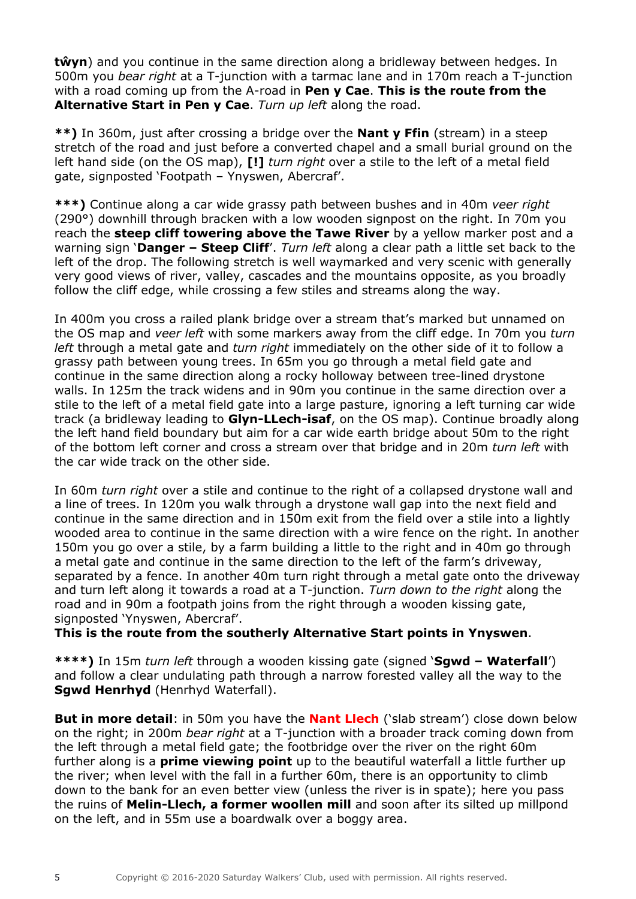**tŵyn**) and you continue in the same direction along a bridleway between hedges. In 500m you *bear right* at a T-junction with a tarmac lane and in 170m reach a T-junction with a road coming up from the A-road in **Pen y Cae**. **This is the route from the Alternative Start in Pen y Cae**. *Turn up left* along the road.

**\*\*)** In 360m, just after crossing a bridge over the **Nant y Ffin** (stream) in a steep stretch of the road and just before a converted chapel and a small burial ground on the left hand side (on the OS map), **[!]** *turn right* over a stile to the left of a metal field gate, signposted 'Footpath – Ynyswen, Abercraf'.

**\*\*\*)** Continue along a car wide grassy path between bushes and in 40m *veer right* (290°) downhill through bracken with a low wooden signpost on the right. In 70m you reach the **steep cliff towering above the Tawe River** by a yellow marker post and a warning sign '**Danger – Steep Cliff**'. *Turn left* along a clear path a little set back to the left of the drop. The following stretch is well waymarked and very scenic with generally very good views of river, valley, cascades and the mountains opposite, as you broadly follow the cliff edge, while crossing a few stiles and streams along the way.

In 400m you cross a railed plank bridge over a stream that's marked but unnamed on the OS map and *veer left* with some markers away from the cliff edge. In 70m you *turn left* through a metal gate and *turn right* immediately on the other side of it to follow a grassy path between young trees. In 65m you go through a metal field gate and continue in the same direction along a rocky holloway between tree-lined drystone walls. In 125m the track widens and in 90m you continue in the same direction over a stile to the left of a metal field gate into a large pasture, ignoring a left turning car wide track (a bridleway leading to **Glyn-LLech-isaf**, on the OS map). Continue broadly along the left hand field boundary but aim for a car wide earth bridge about 50m to the right of the bottom left corner and cross a stream over that bridge and in 20m *turn left* with the car wide track on the other side.

In 60m *turn right* over a stile and continue to the right of a collapsed drystone wall and a line of trees. In 120m you walk through a drystone wall gap into the next field and continue in the same direction and in 150m exit from the field over a stile into a lightly wooded area to continue in the same direction with a wire fence on the right. In another 150m you go over a stile, by a farm building a little to the right and in 40m go through a metal gate and continue in the same direction to the left of the farm's driveway, separated by a fence. In another 40m turn right through a metal gate onto the driveway and turn left along it towards a road at a T-junction. *Turn down to the right* along the road and in 90m a footpath joins from the right through a wooden kissing gate, signposted 'Ynyswen, Abercraf'.
**This is the route from the southerly Alternative Start points in Ynyswen**.

**\*\*\*\*)** In 15m *turn left* through a wooden kissing gate (signed '**Sgwd – Waterfall**') and follow a clear undulating path through a narrow forested valley all the way to the **Sgwd Henrhyd** (Henrhyd Waterfall).

**But in more detail**: in 50m you have the **Nant Llech** ('slab stream') close down below on the right; in 200m *bear right* at a T-junction with a broader track coming down from the left through a metal field gate; the footbridge over the river on the right 60m further along is a **prime viewing point** up to the beautiful waterfall a little further up the river; when level with the fall in a further 60m, there is an opportunity to climb down to the bank for an even better view (unless the river is in spate); here you pass the ruins of **Melin-Llech, a former woollen mill** and soon after its silted up millpond on the left, and in 55m use a boardwalk over a boggy area.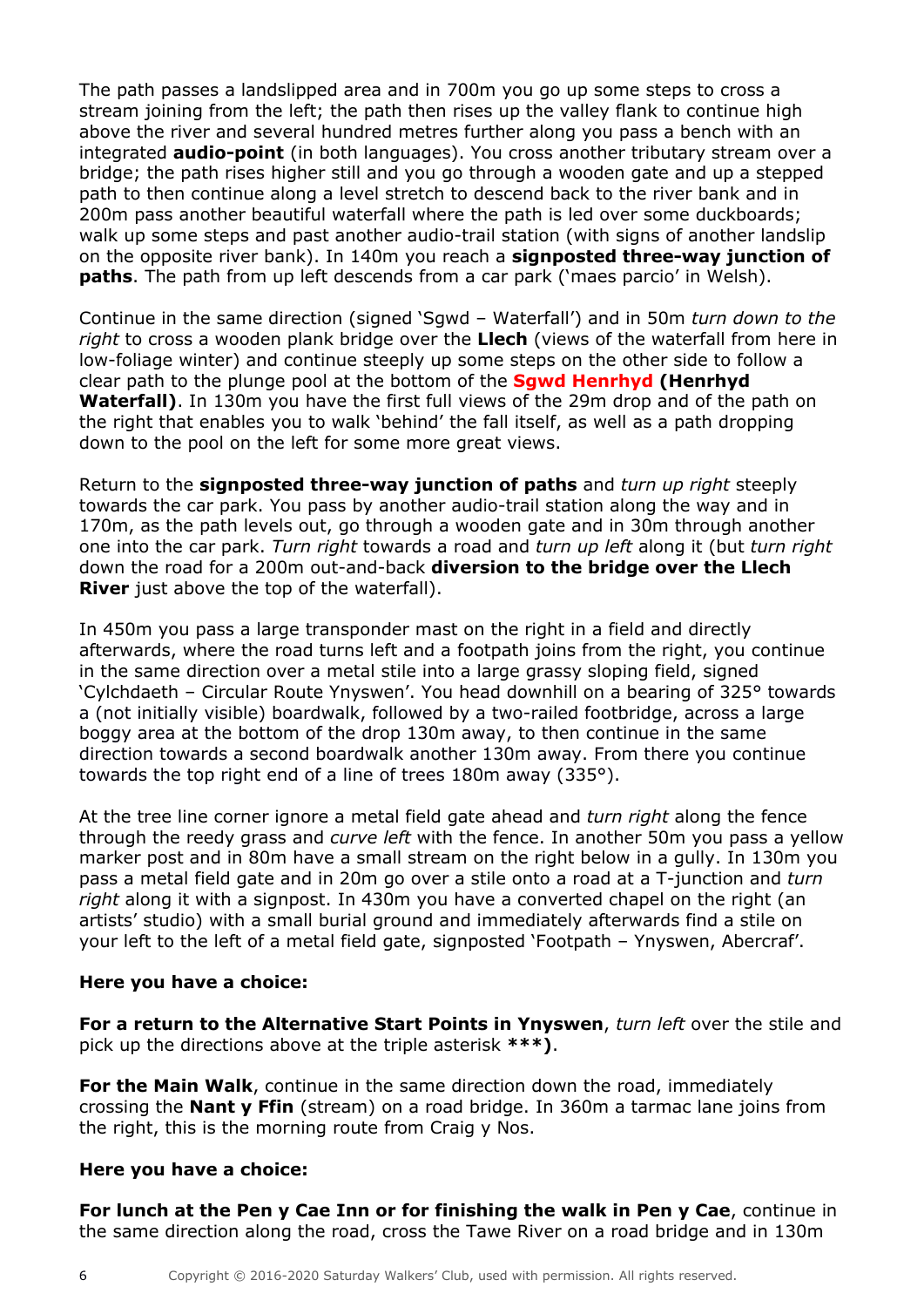The path passes a landslipped area and in 700m you go up some steps to cross a stream joining from the left; the path then rises up the valley flank to continue high above the river and several hundred metres further along you pass a bench with an integrated **audio-point** (in both languages). You cross another tributary stream over a bridge; the path rises higher still and you go through a wooden gate and up a stepped path to then continue along a level stretch to descend back to the river bank and in 200m pass another beautiful waterfall where the path is led over some duckboards; walk up some steps and past another audio-trail station (with signs of another landslip on the opposite river bank). In 140m you reach a **signposted three-way junction of paths**. The path from up left descends from a car park ('maes parcio' in Welsh).

Continue in the same direction (signed 'Sgwd – Waterfall') and in 50m *turn down to the right* to cross a wooden plank bridge over the **Llech** (views of the waterfall from here in low-foliage winter) and continue steeply up some steps on the other side to follow a clear path to the plunge pool at the bottom of the **Sgwd Henrhyd (Henrhyd Waterfall)**. In 130m you have the first full views of the 29m drop and of the path on the right that enables you to walk 'behind' the fall itself, as well as a path dropping down to the pool on the left for some more great views.

Return to the **signposted three-way junction of paths** and *turn up right* steeply towards the car park. You pass by another audio-trail station along the way and in 170m, as the path levels out, go through a wooden gate and in 30m through another one into the car park. *Turn right* towards a road and *turn up left* along it (but *turn right* down the road for a 200m out-and-back **diversion to the bridge over the Llech River** just above the top of the waterfall).

In 450m you pass a large transponder mast on the right in a field and directly afterwards, where the road turns left and a footpath joins from the right, you continue in the same direction over a metal stile into a large grassy sloping field, signed 'Cylchdaeth – Circular Route Ynyswen'. You head downhill on a bearing of 325° towards a (not initially visible) boardwalk, followed by a two-railed footbridge, across a large boggy area at the bottom of the drop 130m away, to then continue in the same direction towards a second boardwalk another 130m away. From there you continue towards the top right end of a line of trees 180m away (335°).

At the tree line corner ignore a metal field gate ahead and *turn right* along the fence through the reedy grass and *curve left* with the fence. In another 50m you pass a yellow marker post and in 80m have a small stream on the right below in a gully. In 130m you pass a metal field gate and in 20m go over a stile onto a road at a T-junction and *turn right* along it with a signpost. In 430m you have a converted chapel on the right (an artists' studio) with a small burial ground and immediately afterwards find a stile on your left to the left of a metal field gate, signposted 'Footpath – Ynyswen, Abercraf'.

**Here you have a choice:**

**For a return to the Alternative Start Points in Ynyswen**, *turn left* over the stile and pick up the directions above at the triple asterisk **\*\*\*)**.

**For the Main Walk**, continue in the same direction down the road, immediately crossing the **Nant y Ffin** (stream) on a road bridge. In 360m a tarmac lane joins from the right, this is the morning route from Craig y Nos.

**Here you have a choice:**

**For lunch at the Pen y Cae Inn or for finishing the walk in Pen y Cae**, continue in the same direction along the road, cross the Tawe River on a road bridge and in 130m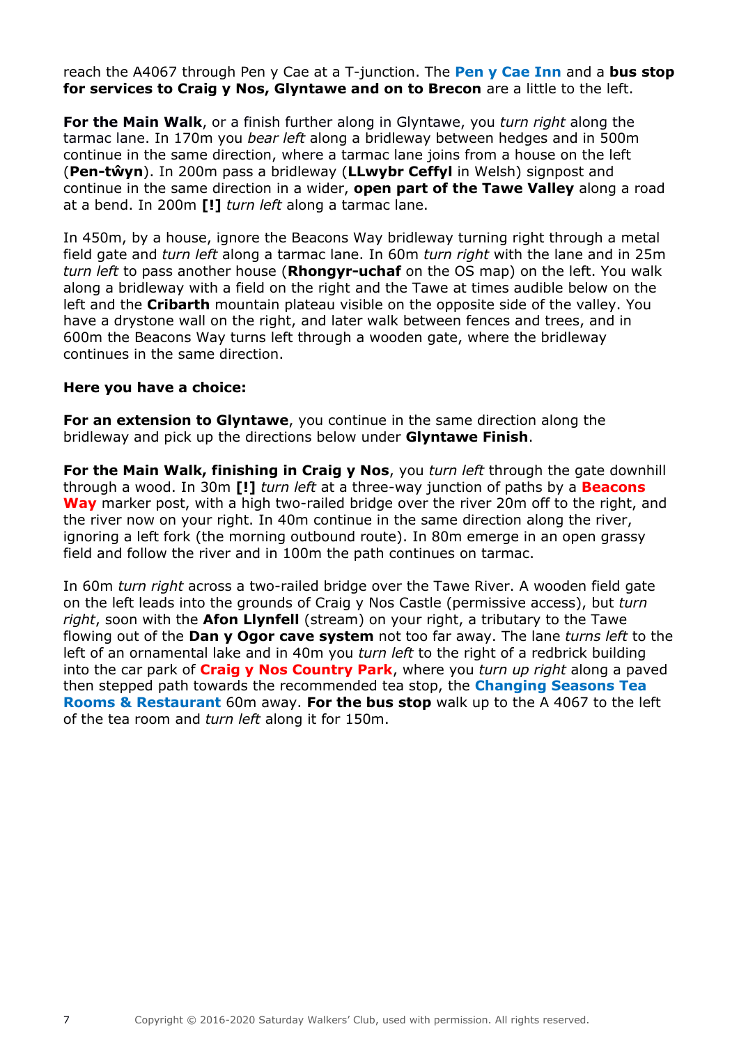reach the A4067 through Pen y Cae at a T-junction. The **Pen y Cae Inn** and a **bus stop for services to Craig y Nos, Glyntawe and on to Brecon** are a little to the left.

**For the Main Walk**, or a finish further along in Glyntawe, you *turn right* along the tarmac lane. In 170m you *bear left* along a bridleway between hedges and in 500m continue in the same direction, where a tarmac lane joins from a house on the left (**Pen-tŵyn**). In 200m pass a bridleway (**LLwybr Ceffyl** in Welsh) signpost and continue in the same direction in a wider, **open part of the Tawe Valley** along a road at a bend. In 200m **[!]** *turn left* along a tarmac lane.

In 450m, by a house, ignore the Beacons Way bridleway turning right through a metal field gate and *turn left* along a tarmac lane. In 60m *turn right* with the lane and in 25m *turn left* to pass another house (**Rhongyr-uchaf** on the OS map) on the left. You walk along a bridleway with a field on the right and the Tawe at times audible below on the left and the **Cribarth** mountain plateau visible on the opposite side of the valley. You have a drystone wall on the right, and later walk between fences and trees, and in 600m the Beacons Way turns left through a wooden gate, where the bridleway continues in the same direction.

**Here you have a choice:**

**For an extension to Glyntawe**, you continue in the same direction along the bridleway and pick up the directions below under **Glyntawe Finish**.

**For the Main Walk, finishing in Craig y Nos**, you *turn left* through the gate downhill through a wood. In 30m **[!]** *turn left* at a three-way junction of paths by a **Beacons Way** marker post, with a high two-railed bridge over the river 20m off to the right, and the river now on your right. In 40m continue in the same direction along the river, ignoring a left fork (the morning outbound route). In 80m emerge in an open grassy field and follow the river and in 100m the path continues on tarmac.

In 60m *turn right* across a two-railed bridge over the Tawe River. A wooden field gate on the left leads into the grounds of Craig y Nos Castle (permissive access), but *turn right*, soon with the **Afon Llynfell** (stream) on your right, a tributary to the Tawe flowing out of the **Dan y Ogor cave system** not too far away. The lane *turns left* to the left of an ornamental lake and in 40m you *turn left* to the right of a redbrick building into the car park of **Craig y Nos Country Park**, where you *turn up right* along a paved then stepped path towards the recommended tea stop, the **Changing Seasons Tea Rooms & Restaurant** 60m away. **For the bus stop** walk up to the A 4067 to the left of the tea room and *turn left* along it for 150m.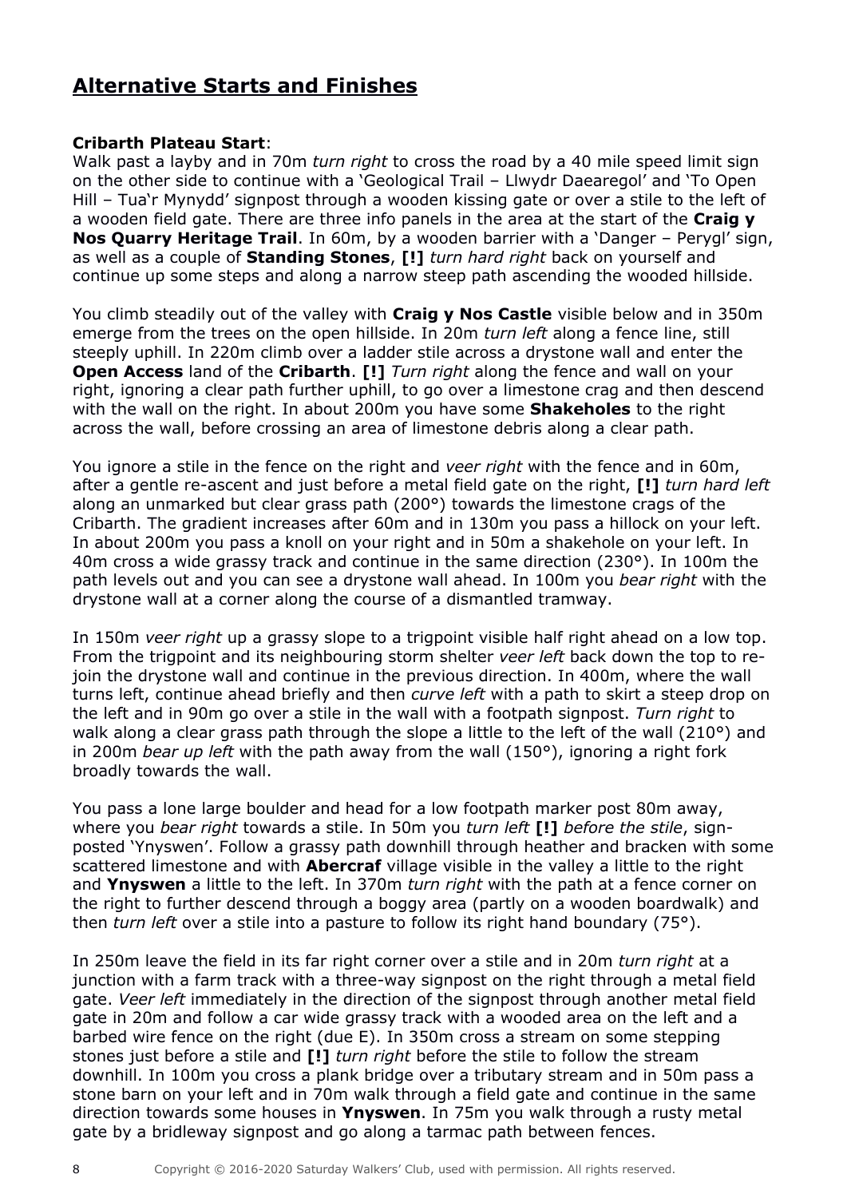## Alternative Starts and Finishes

**Cribarth Plateau Start**:
Walk past a layby and in 70m *turn right* to cross the road by a 40 mile speed limit sign on the other side to continue with a 'Geological Trail – Llwydr Daearegol' and 'To Open Hill – Tua'r Mynydd' signpost through a wooden kissing gate or over a stile to the left of a wooden field gate. There are three info panels in the area at the start of the **Craig y Nos Quarry Heritage Trail**. In 60m, by a wooden barrier with a 'Danger – Perygl' sign, as well as a couple of **Standing Stones**, **[!]** *turn hard right* back on yourself and continue up some steps and along a narrow steep path ascending the wooded hillside.

You climb steadily out of the valley with **Craig y Nos Castle** visible below and in 350m emerge from the trees on the open hillside. In 20m *turn left* along a fence line, still steeply uphill. In 220m climb over a ladder stile across a drystone wall and enter the **Open Access** land of the **Cribarth**. **[!]** *Turn right* along the fence and wall on your right, ignoring a clear path further uphill, to go over a limestone crag and then descend with the wall on the right. In about 200m you have some **Shakeholes** to the right across the wall, before crossing an area of limestone debris along a clear path.

You ignore a stile in the fence on the right and *veer right* with the fence and in 60m, after a gentle re-ascent and just before a metal field gate on the right, **[!]** *turn hard left* along an unmarked but clear grass path (200°) towards the limestone crags of the Cribarth. The gradient increases after 60m and in 130m you pass a hillock on your left. In about 200m you pass a knoll on your right and in 50m a shakehole on your left. In 40m cross a wide grassy track and continue in the same direction (230°). In 100m the path levels out and you can see a drystone wall ahead. In 100m you *bear right* with the drystone wall at a corner along the course of a dismantled tramway.

In 150m *veer right* up a grassy slope to a trigpoint visible half right ahead on a low top. From the trigpoint and its neighbouring storm shelter *veer left* back down the top to re-join the drystone wall and continue in the previous direction. In 400m, where the wall turns left, continue ahead briefly and then *curve left* with a path to skirt a steep drop on the left and in 90m go over a stile in the wall with a footpath signpost. *Turn right* to walk along a clear grass path through the slope a little to the left of the wall (210°) and in 200m *bear up left* with the path away from the wall (150°), ignoring a right fork broadly towards the wall.

You pass a lone large boulder and head for a low footpath marker post 80m away, where you *bear right* towards a stile. In 50m you *turn left* **[!]** *before the stile*, sign-posted 'Ynyswen'. Follow a grassy path downhill through heather and bracken with some scattered limestone and with **Abercraf** village visible in the valley a little to the right and **Ynyswen** a little to the left. In 370m *turn right* with the path at a fence corner on the right to further descend through a boggy area (partly on a wooden boardwalk) and then *turn left* over a stile into a pasture to follow its right hand boundary (75°).

In 250m leave the field in its far right corner over a stile and in 20m *turn right* at a junction with a farm track with a three-way signpost on the right through a metal field gate. *Veer left* immediately in the direction of the signpost through another metal field gate in 20m and follow a car wide grassy track with a wooded area on the left and a barbed wire fence on the right (due E). In 350m cross a stream on some stepping stones just before a stile and **[!]** *turn right* before the stile to follow the stream downhill. In 100m you cross a plank bridge over a tributary stream and in 50m pass a stone barn on your left and in 70m walk through a field gate and continue in the same direction towards some houses in **Ynyswen**. In 75m you walk through a rusty metal gate by a bridleway signpost and go along a tarmac path between fences.

Copyright © 2016-2020 Saturday Walkers' Club, used with permission. All rights reserved.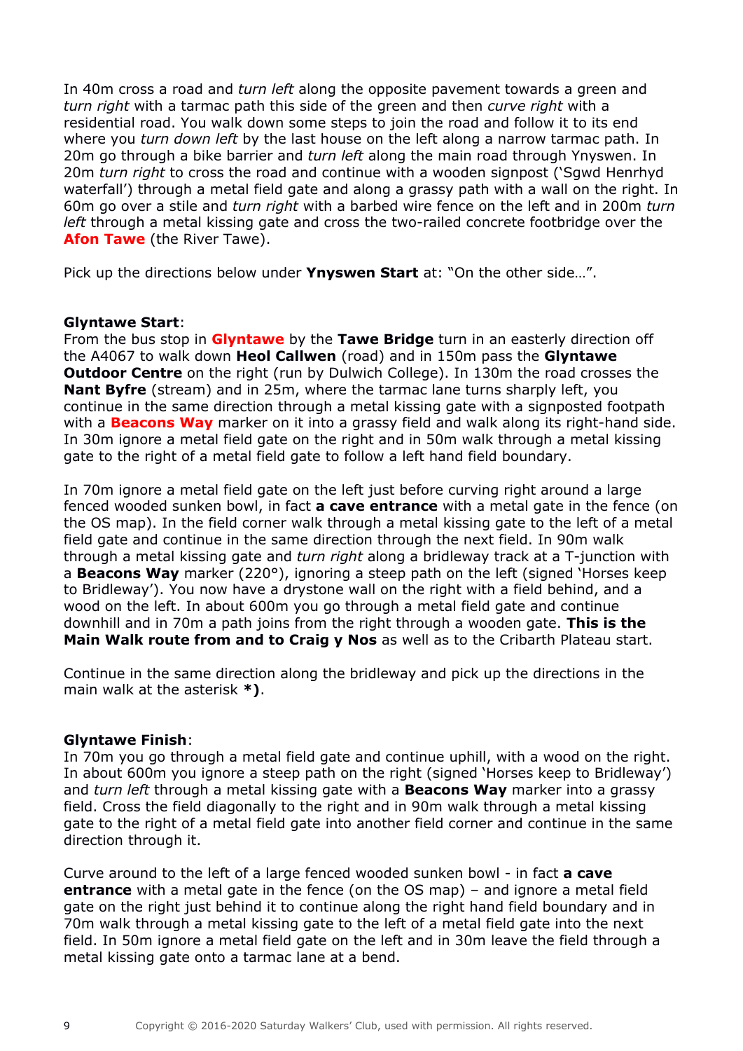In 40m cross a road and *turn left* along the opposite pavement towards a green and *turn right* with a tarmac path this side of the green and then *curve right* with a residential road. You walk down some steps to join the road and follow it to its end where you *turn down left* by the last house on the left along a narrow tarmac path. In 20m go through a bike barrier and *turn left* along the main road through Ynyswen. In 20m *turn right* to cross the road and continue with a wooden signpost ('Sgwd Henrhyd waterfall') through a metal field gate and along a grassy path with a wall on the right. In 60m go over a stile and *turn right* with a barbed wire fence on the left and in 200m *turn left* through a metal kissing gate and cross the two-railed concrete footbridge over the **Afon Tawe** (the River Tawe).

Pick up the directions below under **Ynyswen Start** at: "On the other side…".

**Glyntawe Start**:
From the bus stop in **Glyntawe** by the **Tawe Bridge** turn in an easterly direction off the A4067 to walk down **Heol Callwen** (road) and in 150m pass the **Glyntawe Outdoor Centre** on the right (run by Dulwich College). In 130m the road crosses the **Nant Byfre** (stream) and in 25m, where the tarmac lane turns sharply left, you continue in the same direction through a metal kissing gate with a signposted footpath with a **Beacons Way** marker on it into a grassy field and walk along its right-hand side. In 30m ignore a metal field gate on the right and in 50m walk through a metal kissing gate to the right of a metal field gate to follow a left hand field boundary.

In 70m ignore a metal field gate on the left just before curving right around a large fenced wooded sunken bowl, in fact **a cave entrance** with a metal gate in the fence (on the OS map). In the field corner walk through a metal kissing gate to the left of a metal field gate and continue in the same direction through the next field. In 90m walk through a metal kissing gate and *turn right* along a bridleway track at a T-junction with a **Beacons Way** marker (220°), ignoring a steep path on the left (signed 'Horses keep to Bridleway'). You now have a drystone wall on the right with a field behind, and a wood on the left. In about 600m you go through a metal field gate and continue downhill and in 70m a path joins from the right through a wooden gate. **This is the Main Walk route from and to Craig y Nos** as well as to the Cribarth Plateau start.

Continue in the same direction along the bridleway and pick up the directions in the main walk at the asterisk ***)**.

**Glyntawe Finish**:
In 70m you go through a metal field gate and continue uphill, with a wood on the right. In about 600m you ignore a steep path on the right (signed 'Horses keep to Bridleway') and *turn left* through a metal kissing gate with a **Beacons Way** marker into a grassy field. Cross the field diagonally to the right and in 90m walk through a metal kissing gate to the right of a metal field gate into another field corner and continue in the same direction through it.

Curve around to the left of a large fenced wooded sunken bowl - in fact **a cave entrance** with a metal gate in the fence (on the OS map) – and ignore a metal field gate on the right just behind it to continue along the right hand field boundary and in 70m walk through a metal kissing gate to the left of a metal field gate into the next field. In 50m ignore a metal field gate on the left and in 30m leave the field through a metal kissing gate onto a tarmac lane at a bend.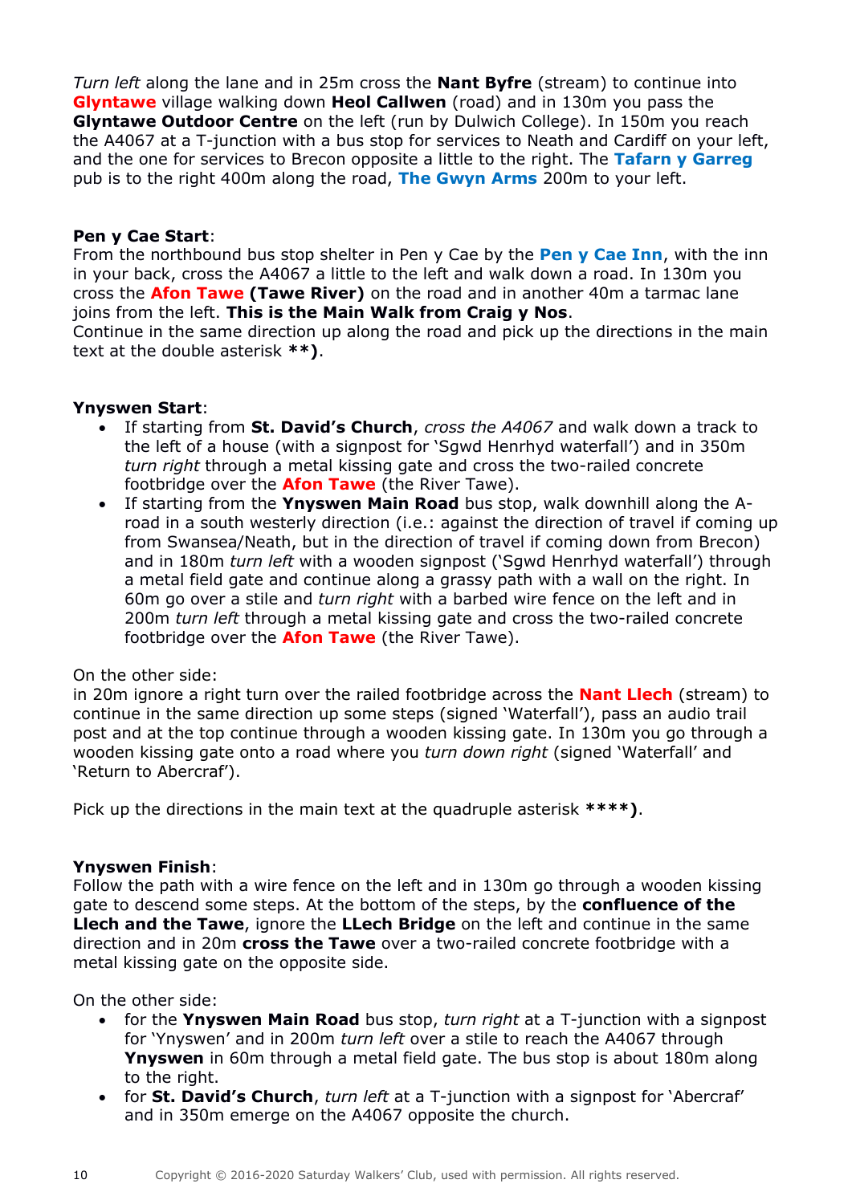*Turn left* along the lane and in 25m cross the **Nant Byfre** (stream) to continue into **Glyntawe** village walking down **Heol Callwen** (road) and in 130m you pass the **Glyntawe Outdoor Centre** on the left (run by Dulwich College). In 150m you reach the A4067 at a T-junction with a bus stop for services to Neath and Cardiff on your left, and the one for services to Brecon opposite a little to the right. The **Tafarn y Garreg** pub is to the right 400m along the road, **The Gwyn Arms** 200m to your left.

**Pen y Cae Start**:
From the northbound bus stop shelter in Pen y Cae by the **Pen y Cae Inn**, with the inn in your back, cross the A4067 a little to the left and walk down a road. In 130m you cross the **Afon Tawe (Tawe River)** on the road and in another 40m a tarmac lane joins from the left. **This is the Main Walk from Craig y Nos**.
Continue in the same direction up along the road and pick up the directions in the main text at the double asterisk **\*\*)**.

**Ynyswen Start**:

- If starting from **St. David's Church**, *cross the A4067* and walk down a track to the left of a house (with a signpost for 'Sgwd Henrhyd waterfall') and in 350m *turn right* through a metal kissing gate and cross the two-railed concrete footbridge over the **Afon Tawe** (the River Tawe).
- If starting from the **Ynyswen Main Road** bus stop, walk downhill along the A-road in a south westerly direction (i.e.: against the direction of travel if coming up from Swansea/Neath, but in the direction of travel if coming down from Brecon) and in 180m *turn left* with a wooden signpost ('Sgwd Henrhyd waterfall') through a metal field gate and continue along a grassy path with a wall on the right. In 60m go over a stile and *turn right* with a barbed wire fence on the left and in 200m *turn left* through a metal kissing gate and cross the two-railed concrete footbridge over the **Afon Tawe** (the River Tawe).

On the other side:
in 20m ignore a right turn over the railed footbridge across the **Nant Llech** (stream) to continue in the same direction up some steps (signed 'Waterfall'), pass an audio trail post and at the top continue through a wooden kissing gate. In 130m you go through a wooden kissing gate onto a road where you *turn down right* (signed 'Waterfall' and 'Return to Abercraf').

Pick up the directions in the main text at the quadruple asterisk **\*\*\*\*)**.

**Ynyswen Finish**:
Follow the path with a wire fence on the left and in 130m go through a wooden kissing gate to descend some steps. At the bottom of the steps, by the **confluence of the Llech and the Tawe**, ignore the **LLech Bridge** on the left and continue in the same direction and in 20m **cross the Tawe** over a two-railed concrete footbridge with a metal kissing gate on the opposite side.

On the other side:

- for the **Ynyswen Main Road** bus stop, *turn right* at a T-junction with a signpost for 'Ynyswen' and in 200m *turn left* over a stile to reach the A4067 through **Ynyswen** in 60m through a metal field gate. The bus stop is about 180m along to the right.
- for **St. David's Church**, *turn left* at a T-junction with a signpost for 'Abercraf' and in 350m emerge on the A4067 opposite the church.

Copyright © 2016-2020 Saturday Walkers' Club, used with permission. All rights reserved.